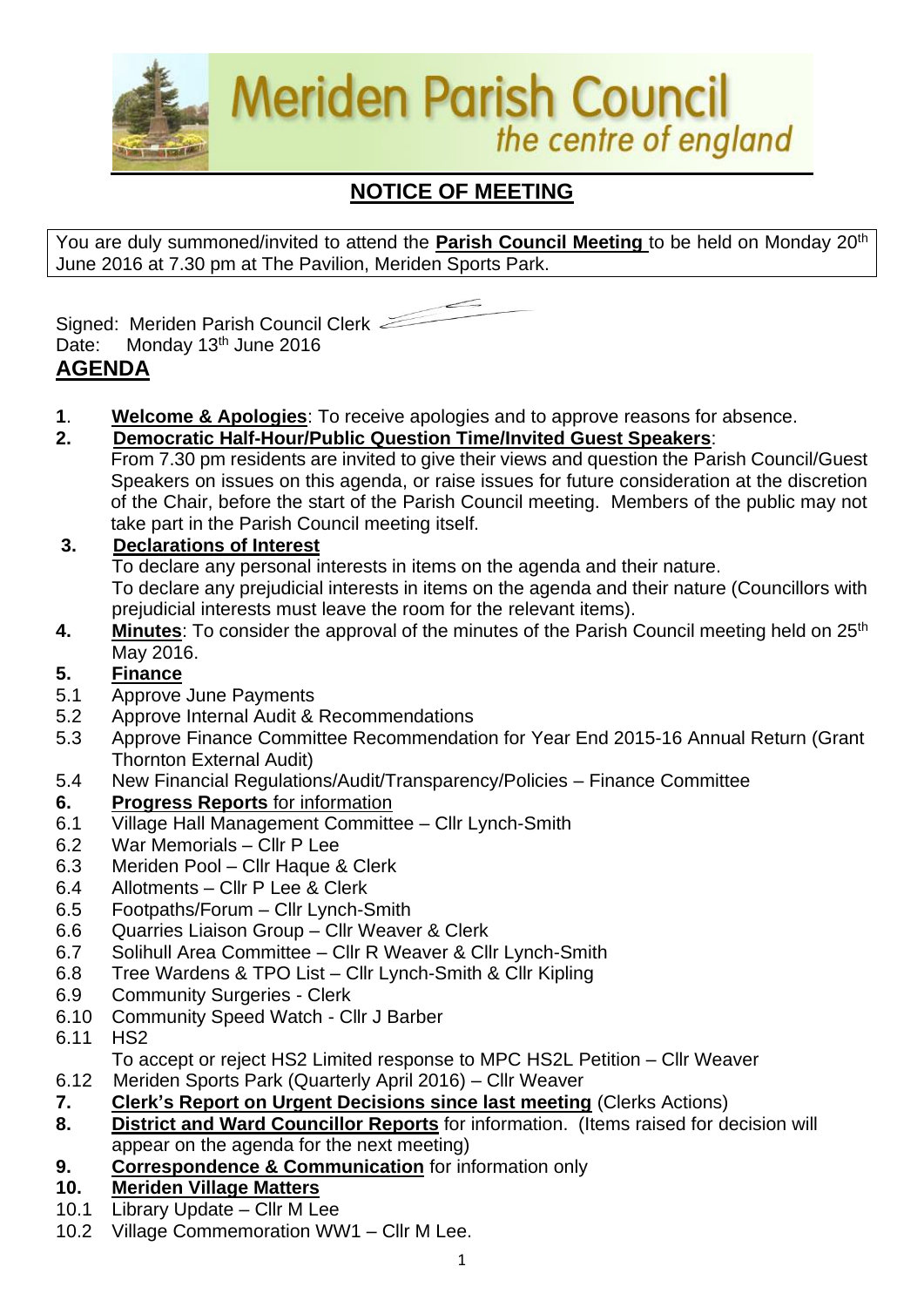# Meriden Parish Council

*the centre of england*

## NOTICE OF MEETING

You are duly summoned/invited to attend the **Parish Council Meeting** to be held on Monday 20th June 2016 at 7.30 pm at The Pavilion, Meriden Sports Park.

Signed: Meriden Parish Council Clerk

Date: Monday 13th June 2016

## AGENDA

**1**. **Welcome & Apologies**: To receive apologies and to approve reasons for absence.

**2. Democratic Half-Hour/Public Question Time/Invited Guest Speakers**:
From 7.30 pm residents are invited to give their views and question the Parish Council/Guest Speakers on issues on this agenda, or raise issues for future consideration at the discretion of the Chair, before the start of the Parish Council meeting. Members of the public may not take part in the Parish Council meeting itself.

**3. Declarations of Interest**
To declare any personal interests in items on the agenda and their nature.
To declare any prejudicial interests in items on the agenda and their nature (Councillors with prejudicial interests must leave the room for the relevant items).

**4. Minutes**: To consider the approval of the minutes of the Parish Council meeting held on 25th May 2016.

**5. Finance**

5.1 Approve June Payments
5.2 Approve Internal Audit & Recommendations
5.3 Approve Finance Committee Recommendation for Year End 2015-16 Annual Return (Grant Thornton External Audit)
5.4 New Financial Regulations/Audit/Transparency/Policies – Finance Committee

**6. Progress Reports** for information

6.1 Village Hall Management Committee – Cllr Lynch-Smith
6.2 War Memorials – Cllr P Lee
6.3 Meriden Pool – Cllr Haque & Clerk
6.4 Allotments – Cllr P Lee & Clerk
6.5 Footpaths/Forum – Cllr Lynch-Smith
6.6 Quarries Liaison Group – Cllr Weaver & Clerk
6.7 Solihull Area Committee – Cllr R Weaver & Cllr Lynch-Smith
6.8 Tree Wardens & TPO List – Cllr Lynch-Smith & Cllr Kipling
6.9 Community Surgeries - Clerk
6.10 Community Speed Watch - Cllr J Barber
6.11 HS2
To accept or reject HS2 Limited response to MPC HS2L Petition – Cllr Weaver
6.12 Meriden Sports Park (Quarterly April 2016) – Cllr Weaver

**7. Clerk's Report on Urgent Decisions since last meeting** (Clerks Actions)

**8. District and Ward Councillor Reports** for information. (Items raised for decision will appear on the agenda for the next meeting)

**9. Correspondence & Communication** for information only

**10. Meriden Village Matters**

10.1 Library Update – Cllr M Lee
10.2 Village Commemoration WW1 – Cllr M Lee.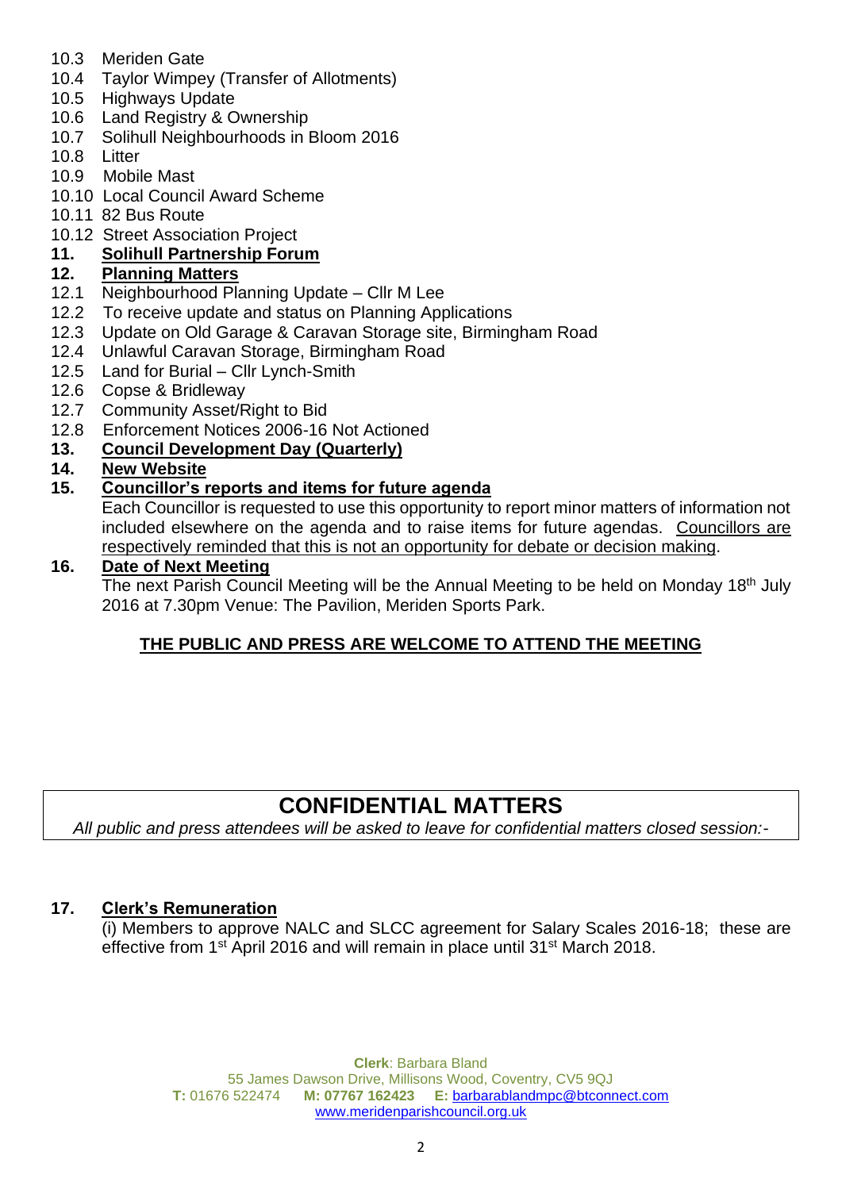10.3 Meriden Gate
10.4 Taylor Wimpey (Transfer of Allotments)
10.5 Highways Update
10.6 Land Registry & Ownership
10.7 Solihull Neighbourhoods in Bloom 2016
10.8 Litter
10.9 Mobile Mast
10.10 Local Council Award Scheme
10.11 82 Bus Route
10.12 Street Association Project

**11. Solihull Partnership Forum**

**12. Planning Matters**

12.1 Neighbourhood Planning Update – Cllr M Lee
12.2 To receive update and status on Planning Applications
12.3 Update on Old Garage & Caravan Storage site, Birmingham Road
12.4 Unlawful Caravan Storage, Birmingham Road
12.5 Land for Burial – Cllr Lynch-Smith
12.6 Copse & Bridleway
12.7 Community Asset/Right to Bid
12.8 Enforcement Notices 2006-16 Not Actioned

**13. Council Development Day (Quarterly)**

**14. New Website**

**15. Councillor's reports and items for future agenda**

Each Councillor is requested to use this opportunity to report minor matters of information not included elsewhere on the agenda and to raise items for future agendas. Councillors are respectively reminded that this is not an opportunity for debate or decision making.

**16. Date of Next Meeting**

The next Parish Council Meeting will be the Annual Meeting to be held on Monday 18th July 2016 at 7.30pm Venue: The Pavilion, Meriden Sports Park.

**THE PUBLIC AND PRESS ARE WELCOME TO ATTEND THE MEETING**

## CONFIDENTIAL MATTERS

*All public and press attendees will be asked to leave for confidential matters closed session:-*

**17. Clerk's Remuneration**

(i) Members to approve NALC and SLCC agreement for Salary Scales 2016-18; these are effective from 1st April 2016 and will remain in place until 31st March 2018.

**Clerk**: Barbara Bland
55 James Dawson Drive, Millisons Wood, Coventry, CV5 9QJ
**T:** 01676 522474 **M: 07767 162423** **E:** barbarablandmpc@btconnect.com
www.meridenparishcouncil.org.uk